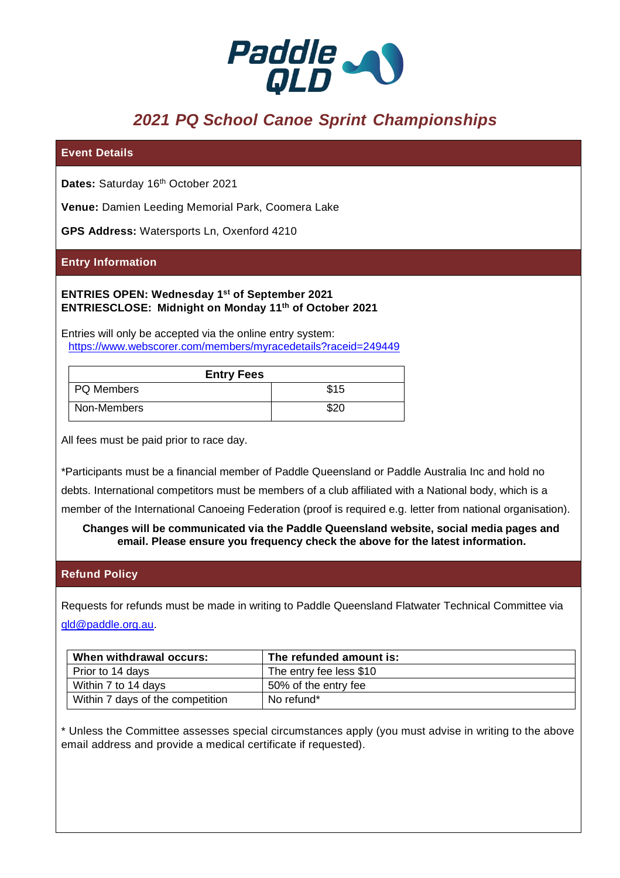Paddle QLD

# *2021 PQ School Canoe Sprint Championships*

## Event Details

**Dates:** Saturday 16th October 2021

**Venue:** Damien Leeding Memorial Park, Coomera Lake

**GPS Address:** Watersports Ln, Oxenford 4210

## Entry Information

**ENTRIES OPEN: Wednesday 1st of September 2021**
**ENTRIESCLOSE: Midnight on Monday 11th of October 2021**

Entries will only be accepted via the online entry system:
https://www.webscorer.com/members/myracedetails?raceid=249449

| Entry Fees | |
|---|---|
| PQ Members | $15 |
| Non-Members | $20 |

All fees must be paid prior to race day.

*Participants must be a financial member of Paddle Queensland or Paddle Australia Inc and hold no debts. International competitors must be members of a club affiliated with a National body, which is a member of the International Canoeing Federation (proof is required e.g. letter from national organisation).

**Changes will be communicated via the Paddle Queensland website, social media pages and email. Please ensure you frequency check the above for the latest information.**

## Refund Policy

Requests for refunds must be made in writing to Paddle Queensland Flatwater Technical Committee via qld@paddle.org.au.

| When withdrawal occurs: | The refunded amount is: |
|---|---|
| Prior to 14 days | The entry fee less $10 |
| Within 7 to 14 days | 50% of the entry fee |
| Within 7 days of the competition | No refund* |

* Unless the Committee assesses special circumstances apply (you must advise in writing to the above email address and provide a medical certificate if requested).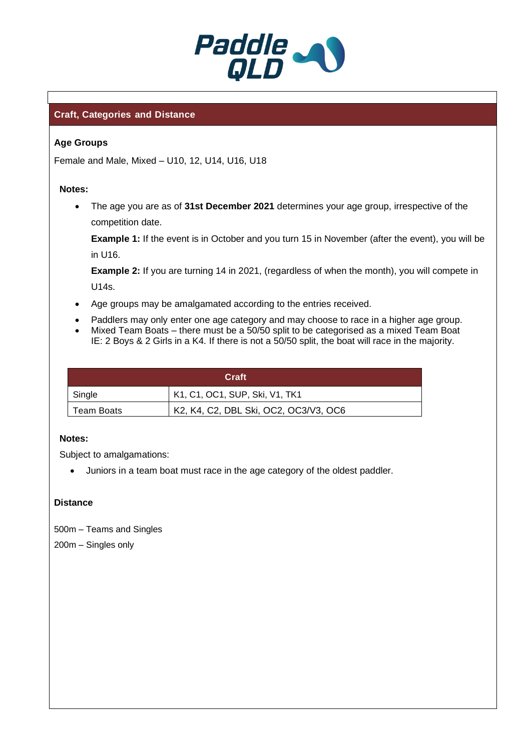## Craft, Categories and Distance

### Age Groups

Female and Male, Mixed – U10, 12, U14, U16, U18

**Notes:**

- The age you are as of **31st December 2021** determines your age group, irrespective of the competition date.

  **Example 1:** If the event is in October and you turn 15 in November (after the event), you will be in U16.

  **Example 2:** If you are turning 14 in 2021, (regardless of when the month), you will compete in U14s.

- Age groups may be amalgamated according to the entries received.
- Paddlers may only enter one age category and may choose to race in a higher age group.
- Mixed Team Boats – there must be a 50/50 split to be categorised as a mixed Team Boat IE: 2 Boys & 2 Girls in a K4. If there is not a 50/50 split, the boat will race in the majority.

| Craft | |
|---|---|
| Single | K1, C1, OC1, SUP, Ski, V1, TK1 |
| Team Boats | K2, K4, C2, DBL Ski, OC2, OC3/V3, OC6 |

**Notes:**

Subject to amalgamations:

- Juniors in a team boat must race in the age category of the oldest paddler.

### Distance

500m – Teams and Singles

200m – Singles only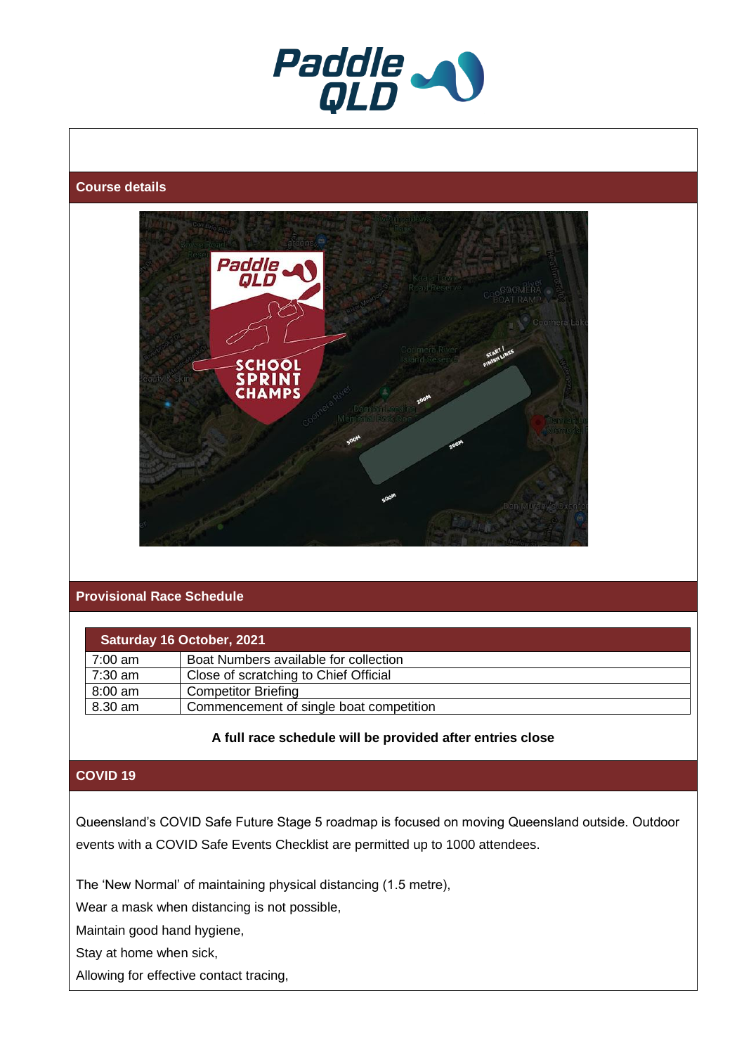## Course details

## Provisional Race Schedule

| Saturday 16 October, 2021 | |
|---|---|
| 7:00 am | Boat Numbers available for collection |
| 7:30 am | Close of scratching to Chief Official |
| 8:00 am | Competitor Briefing |
| 8.30 am | Commencement of single boat competition |

**A full race schedule will be provided after entries close**

## COVID 19

Queensland's COVID Safe Future Stage 5 roadmap is focused on moving Queensland outside. Outdoor events with a COVID Safe Events Checklist are permitted up to 1000 attendees.

The 'New Normal' of maintaining physical distancing (1.5 metre),

Wear a mask when distancing is not possible,

Maintain good hand hygiene,

Stay at home when sick,

Allowing for effective contact tracing,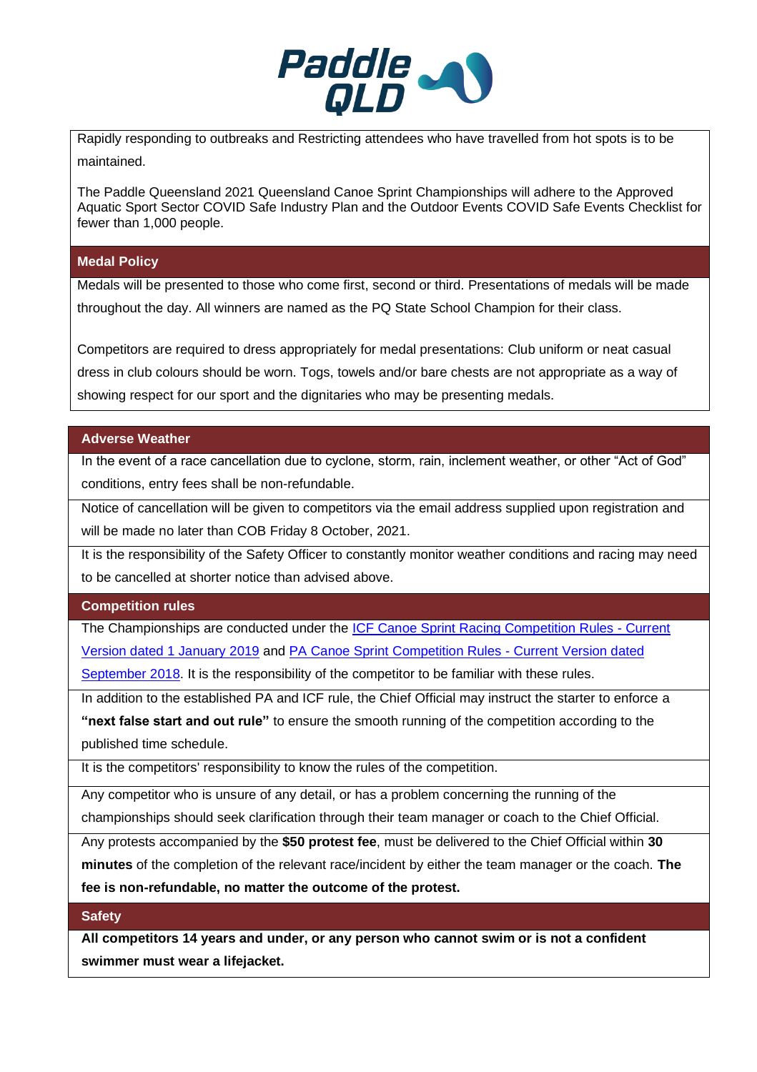Rapidly responding to outbreaks and Restricting attendees who have travelled from hot spots is to be maintained.

The Paddle Queensland 2021 Queensland Canoe Sprint Championships will adhere to the Approved Aquatic Sport Sector COVID Safe Industry Plan and the Outdoor Events COVID Safe Events Checklist for fewer than 1,000 people.

## Medal Policy

Medals will be presented to those who come first, second or third. Presentations of medals will be made throughout the day. All winners are named as the PQ State School Champion for their class.

Competitors are required to dress appropriately for medal presentations: Club uniform or neat casual dress in club colours should be worn. Togs, towels and/or bare chests are not appropriate as a way of showing respect for our sport and the dignitaries who may be presenting medals.

## Adverse Weather

In the event of a race cancellation due to cyclone, storm, rain, inclement weather, or other "Act of God" conditions, entry fees shall be non-refundable.

Notice of cancellation will be given to competitors via the email address supplied upon registration and will be made no later than COB Friday 8 October, 2021.

It is the responsibility of the Safety Officer to constantly monitor weather conditions and racing may need to be cancelled at shorter notice than advised above.

## Competition rules

The Championships are conducted under the ICF Canoe Sprint Racing Competition Rules - Current Version dated 1 January 2019 and PA Canoe Sprint Competition Rules - Current Version dated September 2018. It is the responsibility of the competitor to be familiar with these rules.

In addition to the established PA and ICF rule, the Chief Official may instruct the starter to enforce a **"next false start and out rule"** to ensure the smooth running of the competition according to the published time schedule.

It is the competitors' responsibility to know the rules of the competition.

Any competitor who is unsure of any detail, or has a problem concerning the running of the championships should seek clarification through their team manager or coach to the Chief Official.

Any protests accompanied by the **$50 protest fee**, must be delivered to the Chief Official within **30 minutes** of the completion of the relevant race/incident by either the team manager or the coach. **The fee is non-refundable, no matter the outcome of the protest.**

## Safety

**All competitors 14 years and under, or any person who cannot swim or is not a confident swimmer must wear a lifejacket.**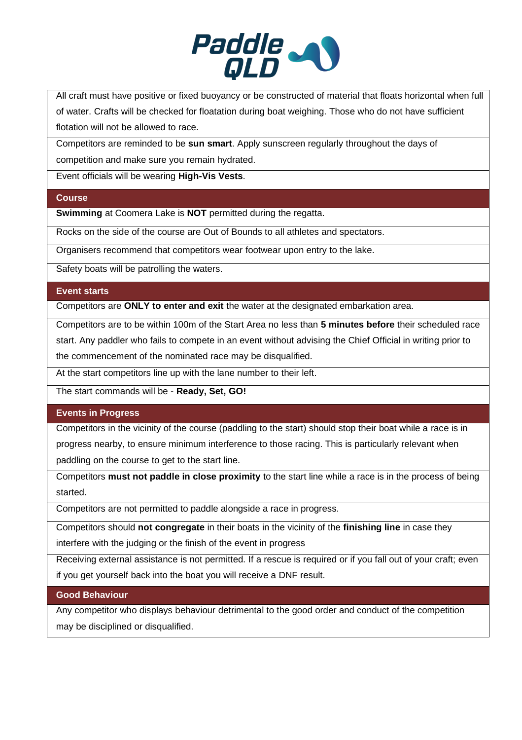All craft must have positive or fixed buoyancy or be constructed of material that floats horizontal when full of water. Crafts will be checked for floatation during boat weighing. Those who do not have sufficient flotation will not be allowed to race.

Competitors are reminded to be **sun smart**. Apply sunscreen regularly throughout the days of competition and make sure you remain hydrated.

Event officials will be wearing **High-Vis Vests**.

## Course

**Swimming** at Coomera Lake is **NOT** permitted during the regatta.

Rocks on the side of the course are Out of Bounds to all athletes and spectators.

Organisers recommend that competitors wear footwear upon entry to the lake.

Safety boats will be patrolling the waters.

## Event starts

Competitors are **ONLY to enter and exit** the water at the designated embarkation area.

Competitors are to be within 100m of the Start Area no less than **5 minutes before** their scheduled race start. Any paddler who fails to compete in an event without advising the Chief Official in writing prior to the commencement of the nominated race may be disqualified.

At the start competitors line up with the lane number to their left.

The start commands will be - **Ready, Set, GO!**

## Events in Progress

Competitors in the vicinity of the course (paddling to the start) should stop their boat while a race is in progress nearby, to ensure minimum interference to those racing. This is particularly relevant when paddling on the course to get to the start line.

Competitors **must not paddle in close proximity** to the start line while a race is in the process of being started.

Competitors are not permitted to paddle alongside a race in progress.

Competitors should **not congregate** in their boats in the vicinity of the **finishing line** in case they interfere with the judging or the finish of the event in progress

Receiving external assistance is not permitted. If a rescue is required or if you fall out of your craft; even if you get yourself back into the boat you will receive a DNF result.

## Good Behaviour

Any competitor who displays behaviour detrimental to the good order and conduct of the competition may be disciplined or disqualified.